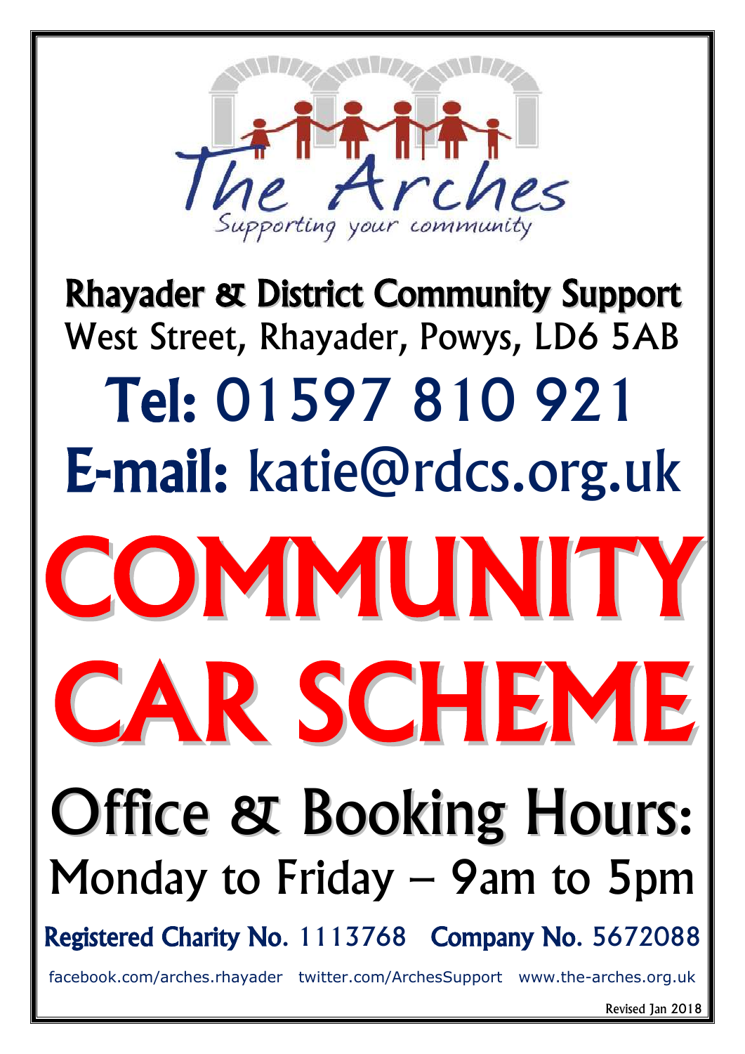The Arches

Supporting your community

## Rhayader & District Community Support

West Street, Rhayader, Powys, LD6 5AB

## Tel: 01597 810 921

## E-mail: katie@rdcs.org.uk

# COMMUNITY CAR SCHEME

## Office & Booking Hours:

Monday to Friday – 9am to 5pm

**Registered Charity No.** 1113768 **Company No.** 5672088

facebook.com/arches.rhayader twitter.com/ArchesSupport www.the-arches.org.uk

Revised Jan 2018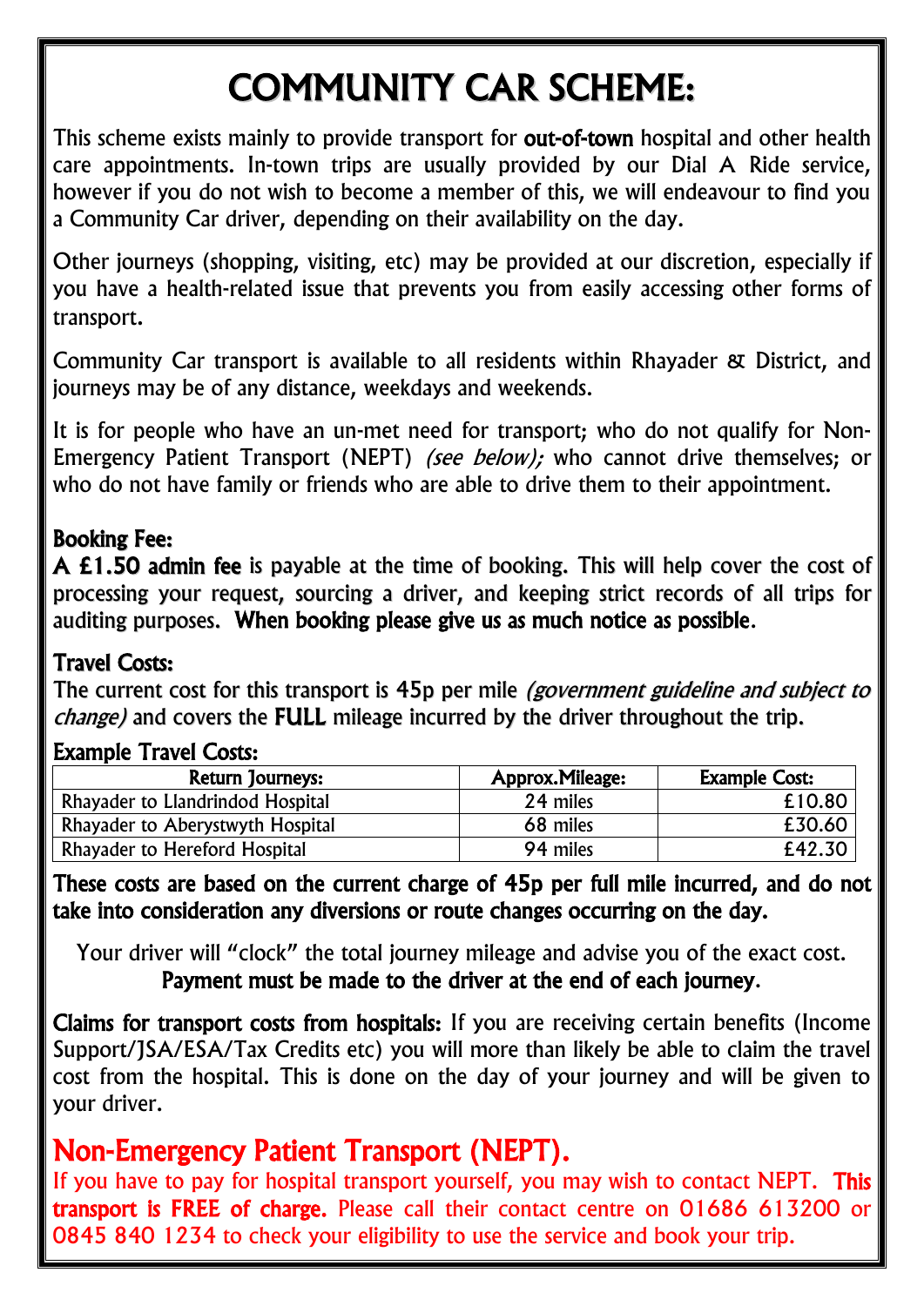# COMMUNITY CAR SCHEME:

This scheme exists mainly to provide transport for **out-of-town** hospital and other health care appointments. In-town trips are usually provided by our Dial A Ride service, however if you do not wish to become a member of this, we will endeavour to find you a Community Car driver, depending on their availability on the day.

Other journeys (shopping, visiting, etc) may be provided at our discretion, especially if you have a health-related issue that prevents you from easily accessing other forms of transport.

Community Car transport is available to all residents within Rhayader & District, and journeys may be of any distance, weekdays and weekends.

It is for people who have an un-met need for transport; who do not qualify for Non-Emergency Patient Transport (NEPT) *(see below);* who cannot drive themselves; or who do not have family or friends who are able to drive them to their appointment.

### Booking Fee:

**A £1.50 admin fee** is payable at the time of booking. This will help cover the cost of processing your request, sourcing a driver, and keeping strict records of all trips for auditing purposes. **When booking please give us as much notice as possible**.

### Travel Costs:

The current cost for this transport is 45p per mile *(government guideline and subject to change)* and covers the **FULL** mileage incurred by the driver throughout the trip.

### Example Travel Costs:

| Return Journeys: | Approx.Mileage: | Example Cost: |
|---|---|---|
| Rhayader to Llandrindod Hospital | 24 miles | £10.80 |
| Rhayader to Aberystwyth Hospital | 68 miles | £30.60 |
| Rhayader to Hereford Hospital | 94 miles | £42.30 |

**These costs are based on the current charge of 45p per full mile incurred, and do not take into consideration any diversions or route changes occurring on the day.**

Your driver will "clock" the total journey mileage and advise you of the exact cost.
**Payment must be made to the driver at the end of each journey**.

**Claims for transport costs from hospitals:** If you are receiving certain benefits (Income Support/JSA/ESA/Tax Credits etc) you will more than likely be able to claim the travel cost from the hospital. This is done on the day of your journey and will be given to your driver.

## Non-Emergency Patient Transport (NEPT).

If you have to pay for hospital transport yourself, you may wish to contact NEPT. **This transport is FREE of charge.** Please call their contact centre on 01686 613200 or 0845 840 1234 to check your eligibility to use the service and book your trip.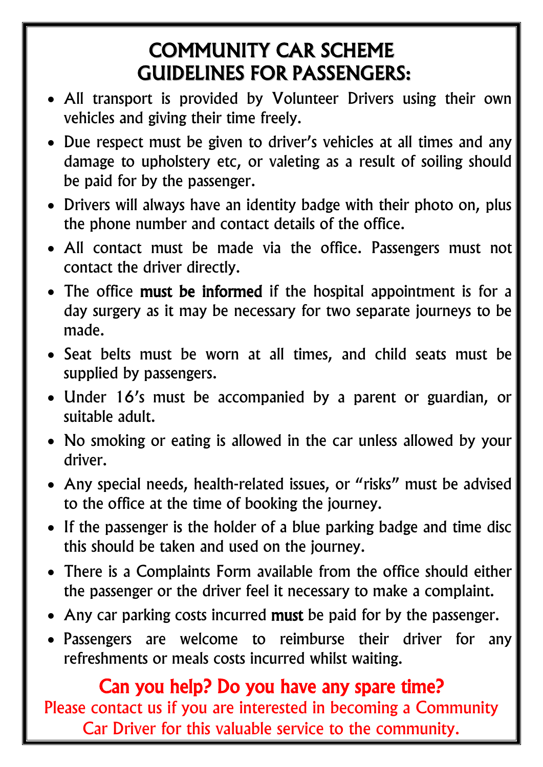# COMMUNITY CAR SCHEME
# GUIDELINES FOR PASSENGERS:

- All transport is provided by Volunteer Drivers using their own vehicles and giving their time freely.
- Due respect must be given to driver's vehicles at all times and any damage to upholstery etc, or valeting as a result of soiling should be paid for by the passenger.
- Drivers will always have an identity badge with their photo on, plus the phone number and contact details of the office.
- All contact must be made via the office. Passengers must not contact the driver directly.
- The office **must be informed** if the hospital appointment is for a day surgery as it may be necessary for two separate journeys to be made.
- Seat belts must be worn at all times, and child seats must be supplied by passengers.
- Under 16's must be accompanied by a parent or guardian, or suitable adult.
- No smoking or eating is allowed in the car unless allowed by your driver.
- Any special needs, health-related issues, or "risks" must be advised to the office at the time of booking the journey.
- If the passenger is the holder of a blue parking badge and time disc this should be taken and used on the journey.
- There is a Complaints Form available from the office should either the passenger or the driver feel it necessary to make a complaint.
- Any car parking costs incurred **must** be paid for by the passenger.
- Passengers are welcome to reimburse their driver for any refreshments or meals costs incurred whilst waiting.

## Can you help? Do you have any spare time?

Please contact us if you are interested in becoming a Community Car Driver for this valuable service to the community.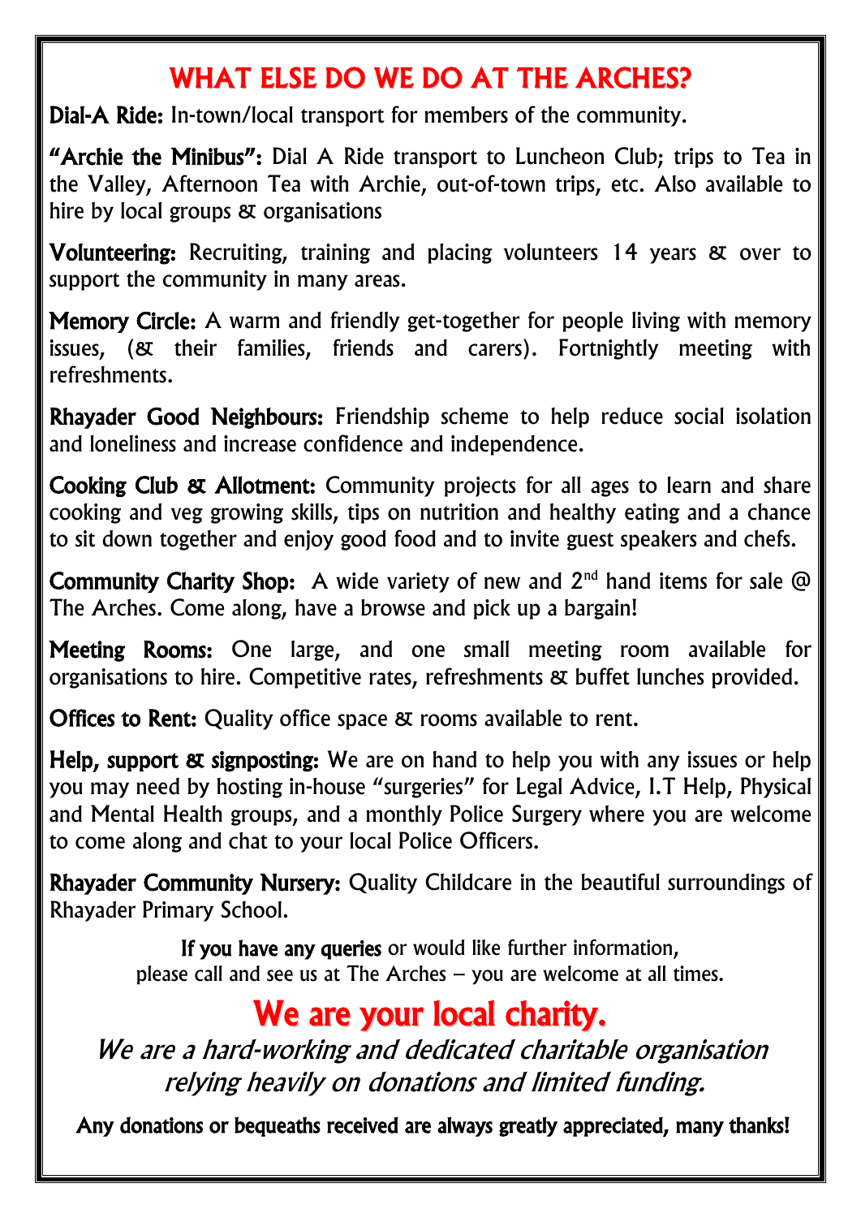# WHAT ELSE DO WE DO AT THE ARCHES?

**Dial-A Ride:** In-town/local transport for members of the community.

**"Archie the Minibus":** Dial A Ride transport to Luncheon Club; trips to Tea in the Valley, Afternoon Tea with Archie, out-of-town trips, etc. Also available to hire by local groups & organisations

**Volunteering:** Recruiting, training and placing volunteers 14 years & over to support the community in many areas.

**Memory Circle:** A warm and friendly get-together for people living with memory issues, (& their families, friends and carers). Fortnightly meeting with refreshments.

**Rhayader Good Neighbours:** Friendship scheme to help reduce social isolation and loneliness and increase confidence and independence.

**Cooking Club & Allotment:** Community projects for all ages to learn and share cooking and veg growing skills, tips on nutrition and healthy eating and a chance to sit down together and enjoy good food and to invite guest speakers and chefs.

**Community Charity Shop:** A wide variety of new and 2nd hand items for sale @ The Arches. Come along, have a browse and pick up a bargain!

**Meeting Rooms:** One large, and one small meeting room available for organisations to hire. Competitive rates, refreshments & buffet lunches provided.

**Offices to Rent:** Quality office space & rooms available to rent.

**Help, support & signposting:** We are on hand to help you with any issues or help you may need by hosting in-house "surgeries" for Legal Advice, I.T Help, Physical and Mental Health groups, and a monthly Police Surgery where you are welcome to come along and chat to your local Police Officers.

**Rhayader Community Nursery:** Quality Childcare in the beautiful surroundings of Rhayader Primary School.

**If you have any queries** or would like further information,
please call and see us at The Arches – you are welcome at all times.

## We are your local charity.

*We are a hard-working and dedicated charitable organisation relying heavily on donations and limited funding.*

**Any donations or bequeaths received are always greatly appreciated, many thanks!**